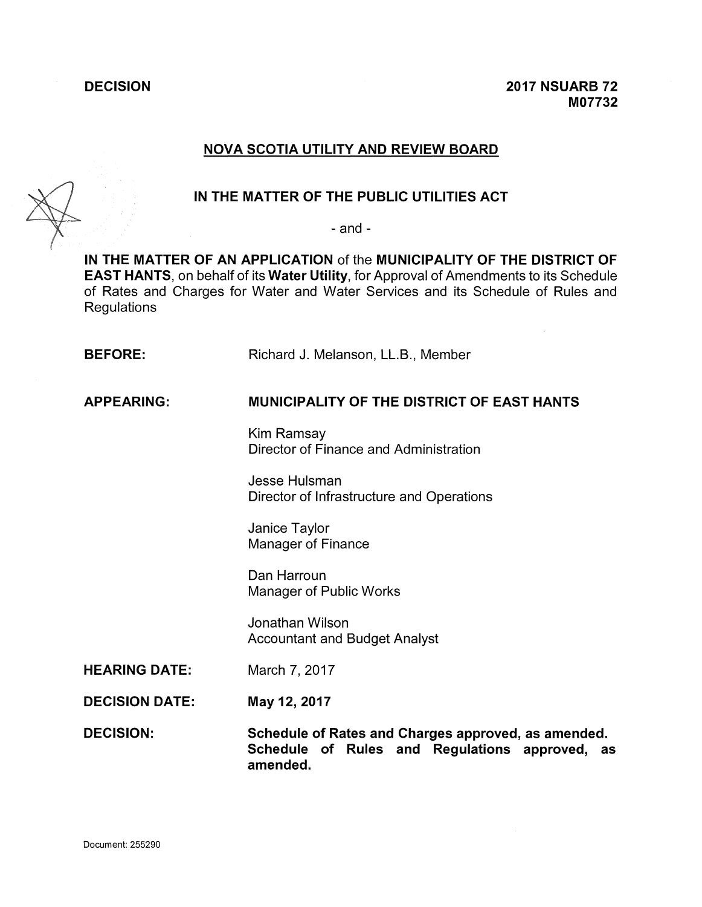**DECISION** **2017 NSUARB 72**
**M07732**

## NOVA SCOTIA UTILITY AND REVIEW BOARD

### IN THE MATTER OF THE PUBLIC UTILITIES ACT

- and -

**IN THE MATTER OF AN APPLICATION** of the **MUNICIPALITY OF THE DISTRICT OF EAST HANTS**, on behalf of its **Water Utility**, for Approval of Amendments to its Schedule of Rates and Charges for Water and Water Services and its Schedule of Rules and Regulations

**BEFORE:** Richard J. Melanson, LL.B., Member

**APPEARING:** **MUNICIPALITY OF THE DISTRICT OF EAST HANTS**

Kim Ramsay
Director of Finance and Administration

Jesse Hulsman
Director of Infrastructure and Operations

Janice Taylor
Manager of Finance

Dan Harroun
Manager of Public Works

Jonathan Wilson
Accountant and Budget Analyst

**HEARING DATE:** March 7, 2017

**DECISION DATE:** **May 12, 2017**

**DECISION:** **Schedule of Rates and Charges approved, as amended. Schedule of Rules and Regulations approved, as amended.**

Document: 255290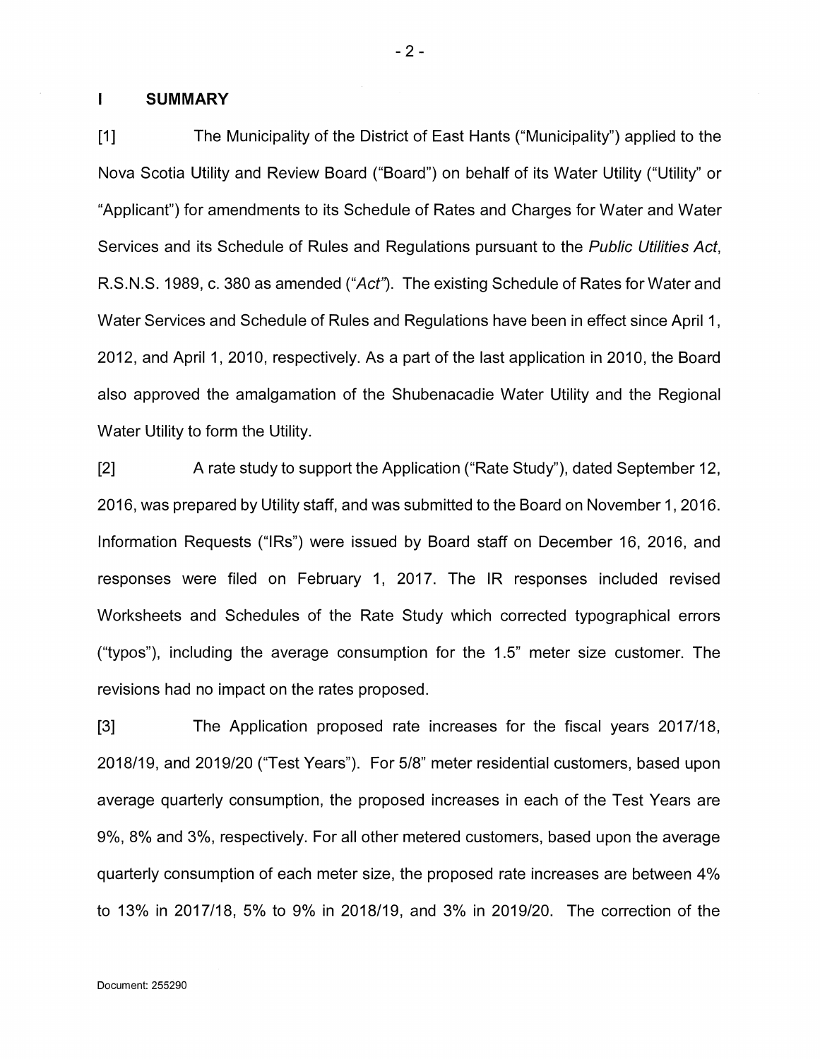## I SUMMARY

[1] The Municipality of the District of East Hants ("Municipality") applied to the Nova Scotia Utility and Review Board ("Board") on behalf of its Water Utility ("Utility" or "Applicant") for amendments to its Schedule of Rates and Charges for Water and Water Services and its Schedule of Rules and Regulations pursuant to the *Public Utilities Act*, R.S.N.S. 1989, c. 380 as amended ("*Act*"). The existing Schedule of Rates for Water and Water Services and Schedule of Rules and Regulations have been in effect since April 1, 2012, and April 1, 2010, respectively. As a part of the last application in 2010, the Board also approved the amalgamation of the Shubenacadie Water Utility and the Regional Water Utility to form the Utility.

[2] A rate study to support the Application ("Rate Study"), dated September 12, 2016, was prepared by Utility staff, and was submitted to the Board on November 1, 2016. Information Requests ("IRs") were issued by Board staff on December 16, 2016, and responses were filed on February 1, 2017. The IR responses included revised Worksheets and Schedules of the Rate Study which corrected typographical errors ("typos"), including the average consumption for the 1.5" meter size customer. The revisions had no impact on the rates proposed.

[3] The Application proposed rate increases for the fiscal years 2017/18, 2018/19, and 2019/20 ("Test Years"). For 5/8" meter residential customers, based upon average quarterly consumption, the proposed increases in each of the Test Years are 9%, 8% and 3%, respectively. For all other metered customers, based upon the average quarterly consumption of each meter size, the proposed rate increases are between 4% to 13% in 2017/18, 5% to 9% in 2018/19, and 3% in 2019/20. The correction of the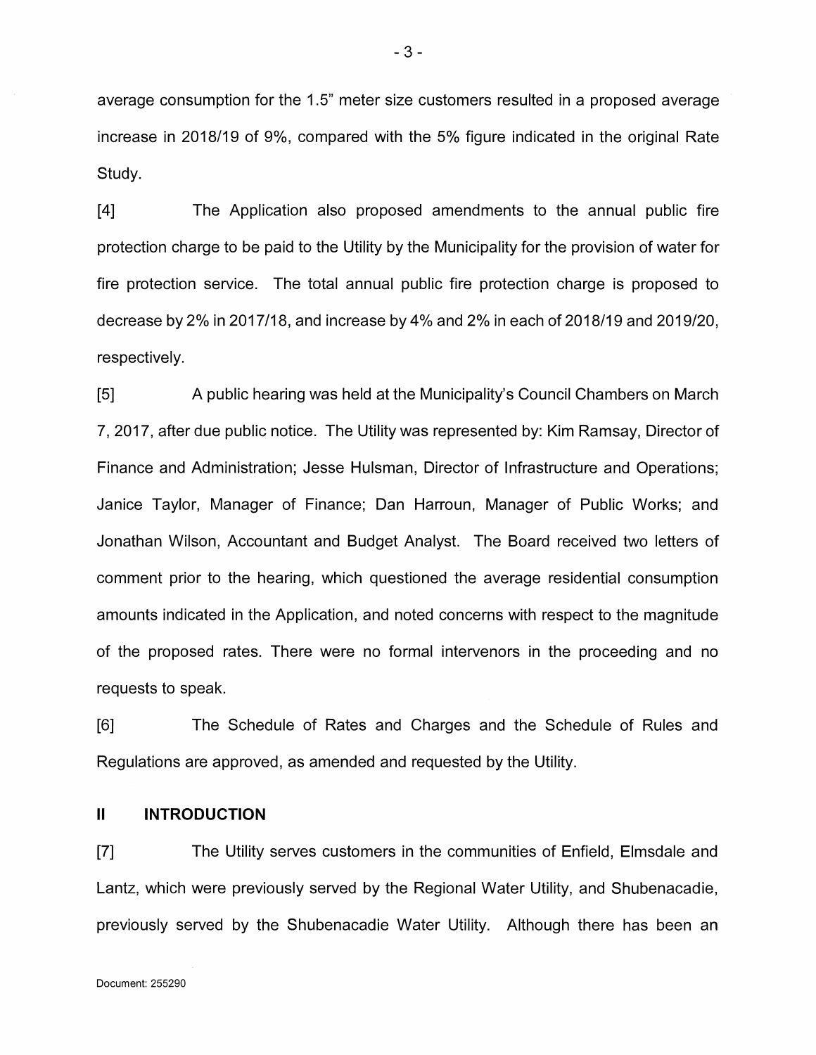average consumption for the 1.5" meter size customers resulted in a proposed average increase in 2018/19 of 9%, compared with the 5% figure indicated in the original Rate Study.

[4] The Application also proposed amendments to the annual public fire protection charge to be paid to the Utility by the Municipality for the provision of water for fire protection service. The total annual public fire protection charge is proposed to decrease by 2% in 2017/18, and increase by 4% and 2% in each of 2018/19 and 2019/20, respectively.

[5] A public hearing was held at the Municipality's Council Chambers on March 7, 2017, after due public notice. The Utility was represented by: Kim Ramsay, Director of Finance and Administration; Jesse Hulsman, Director of Infrastructure and Operations; Janice Taylor, Manager of Finance; Dan Harroun, Manager of Public Works; and Jonathan Wilson, Accountant and Budget Analyst. The Board received two letters of comment prior to the hearing, which questioned the average residential consumption amounts indicated in the Application, and noted concerns with respect to the magnitude of the proposed rates. There were no formal intervenors in the proceeding and no requests to speak.

[6] The Schedule of Rates and Charges and the Schedule of Rules and Regulations are approved, as amended and requested by the Utility.

## II INTRODUCTION

[7] The Utility serves customers in the communities of Enfield, Elmsdale and Lantz, which were previously served by the Regional Water Utility, and Shubenacadie, previously served by the Shubenacadie Water Utility. Although there has been an

Document: 255290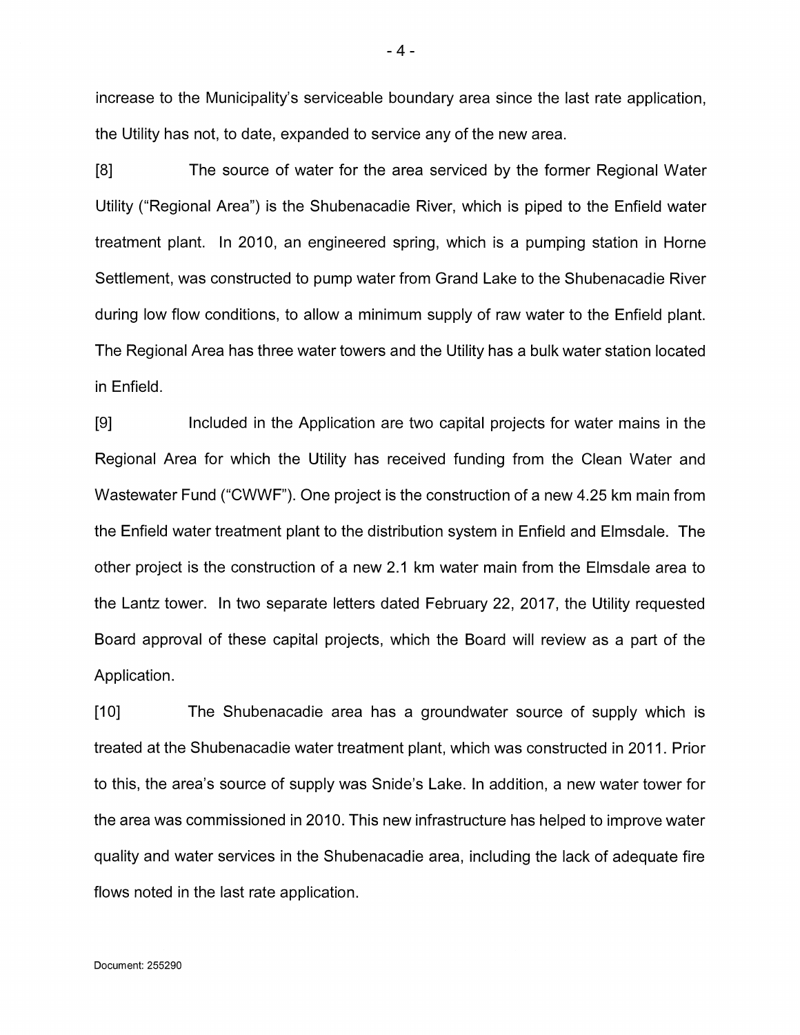increase to the Municipality's serviceable boundary area since the last rate application, the Utility has not, to date, expanded to service any of the new area.

[8] The source of water for the area serviced by the former Regional Water Utility ("Regional Area") is the Shubenacadie River, which is piped to the Enfield water treatment plant. In 2010, an engineered spring, which is a pumping station in Horne Settlement, was constructed to pump water from Grand Lake to the Shubenacadie River during low flow conditions, to allow a minimum supply of raw water to the Enfield plant. The Regional Area has three water towers and the Utility has a bulk water station located in Enfield.

[9] Included in the Application are two capital projects for water mains in the Regional Area for which the Utility has received funding from the Clean Water and Wastewater Fund ("CWWF"). One project is the construction of a new 4.25 km main from the Enfield water treatment plant to the distribution system in Enfield and Elmsdale. The other project is the construction of a new 2.1 km water main from the Elmsdale area to the Lantz tower. In two separate letters dated February 22, 2017, the Utility requested Board approval of these capital projects, which the Board will review as a part of the Application.

[10] The Shubenacadie area has a groundwater source of supply which is treated at the Shubenacadie water treatment plant, which was constructed in 2011. Prior to this, the area's source of supply was Snide's Lake. In addition, a new water tower for the area was commissioned in 2010. This new infrastructure has helped to improve water quality and water services in the Shubenacadie area, including the lack of adequate fire flows noted in the last rate application.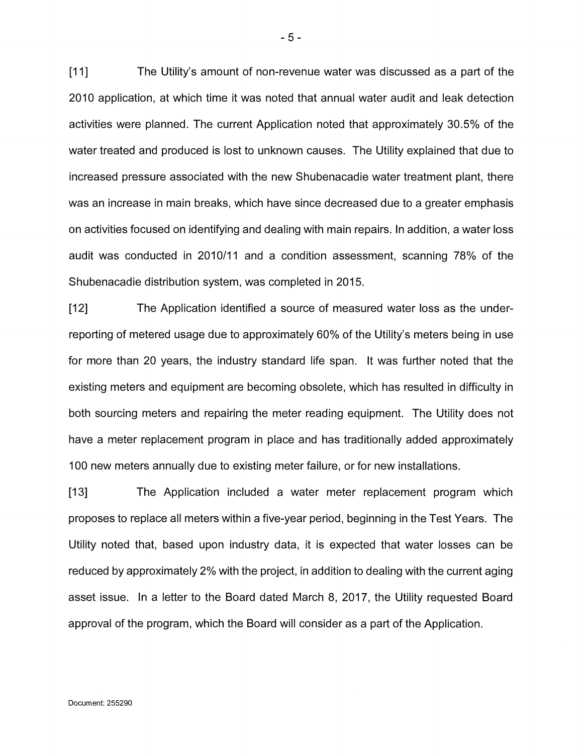[11] The Utility's amount of non-revenue water was discussed as a part of the 2010 application, at which time it was noted that annual water audit and leak detection activities were planned. The current Application noted that approximately 30.5% of the water treated and produced is lost to unknown causes. The Utility explained that due to increased pressure associated with the new Shubenacadie water treatment plant, there was an increase in main breaks, which have since decreased due to a greater emphasis on activities focused on identifying and dealing with main repairs. In addition, a water loss audit was conducted in 2010/11 and a condition assessment, scanning 78% of the Shubenacadie distribution system, was completed in 2015.

[12] The Application identified a source of measured water loss as the under-reporting of metered usage due to approximately 60% of the Utility's meters being in use for more than 20 years, the industry standard life span. It was further noted that the existing meters and equipment are becoming obsolete, which has resulted in difficulty in both sourcing meters and repairing the meter reading equipment. The Utility does not have a meter replacement program in place and has traditionally added approximately 100 new meters annually due to existing meter failure, or for new installations.

[13] The Application included a water meter replacement program which proposes to replace all meters within a five-year period, beginning in the Test Years. The Utility noted that, based upon industry data, it is expected that water losses can be reduced by approximately 2% with the project, in addition to dealing with the current aging asset issue. In a letter to the Board dated March 8, 2017, the Utility requested Board approval of the program, which the Board will consider as a part of the Application.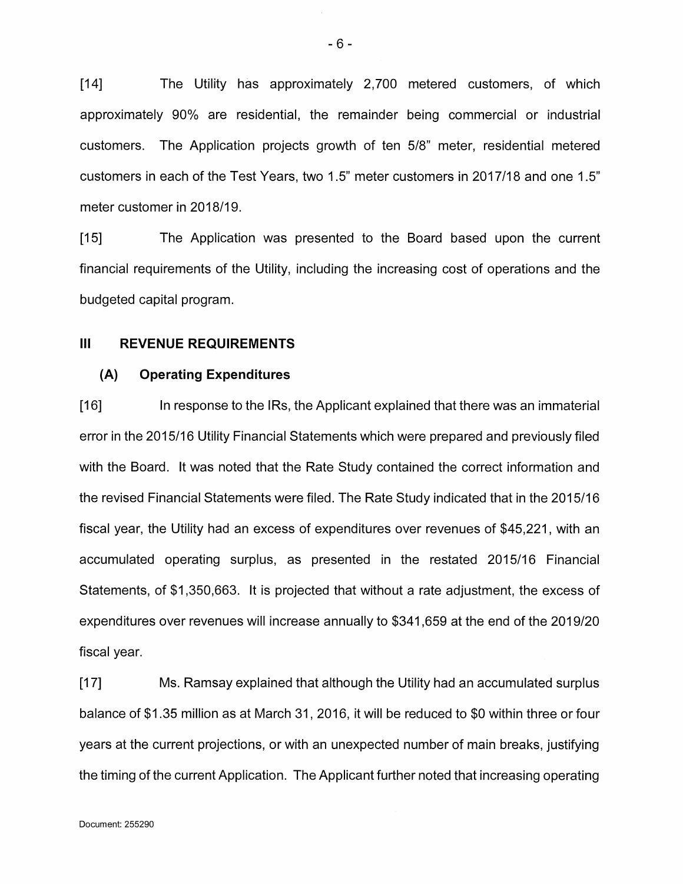[14] The Utility has approximately 2,700 metered customers, of which approximately 90% are residential, the remainder being commercial or industrial customers. The Application projects growth of ten 5/8" meter, residential metered customers in each of the Test Years, two 1.5" meter customers in 2017/18 and one 1.5" meter customer in 2018/19.

[15] The Application was presented to the Board based upon the current financial requirements of the Utility, including the increasing cost of operations and the budgeted capital program.

## III REVENUE REQUIREMENTS

### (A) Operating Expenditures

[16] In response to the IRs, the Applicant explained that there was an immaterial error in the 2015/16 Utility Financial Statements which were prepared and previously filed with the Board. It was noted that the Rate Study contained the correct information and the revised Financial Statements were filed. The Rate Study indicated that in the 2015/16 fiscal year, the Utility had an excess of expenditures over revenues of $45,221, with an accumulated operating surplus, as presented in the restated 2015/16 Financial Statements, of $1,350,663. It is projected that without a rate adjustment, the excess of expenditures over revenues will increase annually to $341,659 at the end of the 2019/20 fiscal year.

[17] Ms. Ramsay explained that although the Utility had an accumulated surplus balance of $1.35 million as at March 31, 2016, it will be reduced to $0 within three or four years at the current projections, or with an unexpected number of main breaks, justifying the timing of the current Application. The Applicant further noted that increasing operating

Document: 255290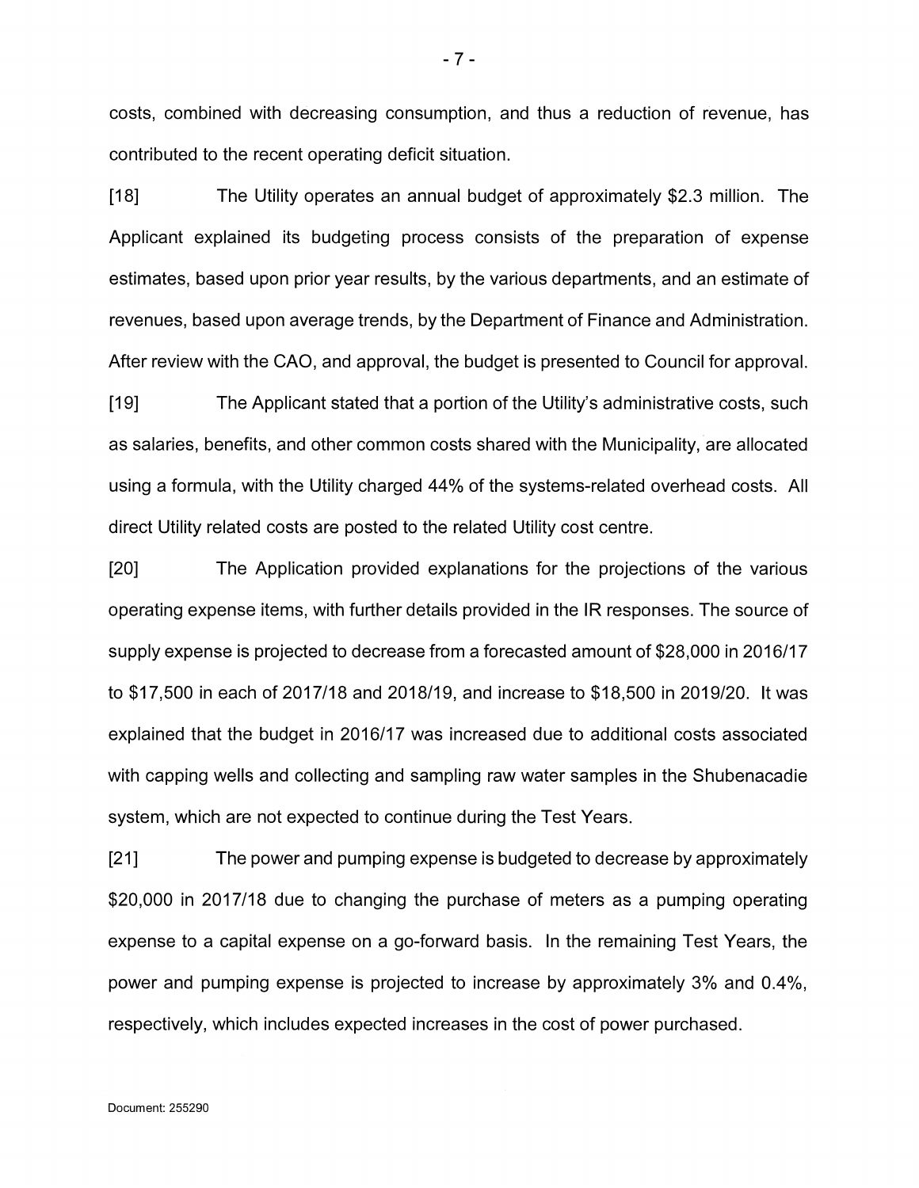costs, combined with decreasing consumption, and thus a reduction of revenue, has contributed to the recent operating deficit situation.

[18] The Utility operates an annual budget of approximately $2.3 million. The Applicant explained its budgeting process consists of the preparation of expense estimates, based upon prior year results, by the various departments, and an estimate of revenues, based upon average trends, by the Department of Finance and Administration. After review with the CAO, and approval, the budget is presented to Council for approval.

[19] The Applicant stated that a portion of the Utility's administrative costs, such as salaries, benefits, and other common costs shared with the Municipality, are allocated using a formula, with the Utility charged 44% of the systems-related overhead costs. All direct Utility related costs are posted to the related Utility cost centre.

[20] The Application provided explanations for the projections of the various operating expense items, with further details provided in the IR responses. The source of supply expense is projected to decrease from a forecasted amount of $28,000 in 2016/17 to $17,500 in each of 2017/18 and 2018/19, and increase to $18,500 in 2019/20. It was explained that the budget in 2016/17 was increased due to additional costs associated with capping wells and collecting and sampling raw water samples in the Shubenacadie system, which are not expected to continue during the Test Years.

[21] The power and pumping expense is budgeted to decrease by approximately $20,000 in 2017/18 due to changing the purchase of meters as a pumping operating expense to a capital expense on a go-forward basis. In the remaining Test Years, the power and pumping expense is projected to increase by approximately 3% and 0.4%, respectively, which includes expected increases in the cost of power purchased.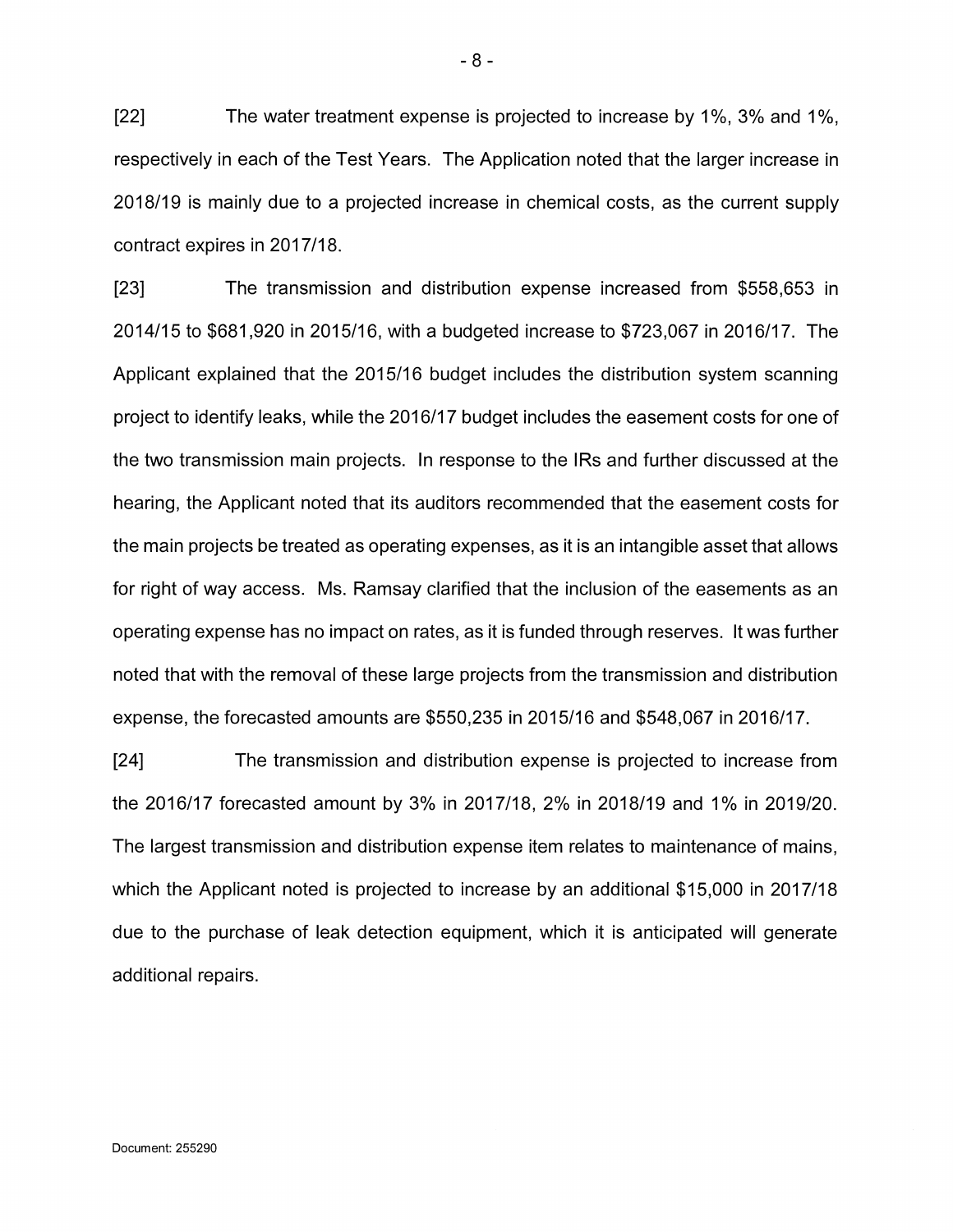[22] The water treatment expense is projected to increase by 1%, 3% and 1%, respectively in each of the Test Years. The Application noted that the larger increase in 2018/19 is mainly due to a projected increase in chemical costs, as the current supply contract expires in 2017/18.

[23] The transmission and distribution expense increased from $558,653 in 2014/15 to $681,920 in 2015/16, with a budgeted increase to $723,067 in 2016/17. The Applicant explained that the 2015/16 budget includes the distribution system scanning project to identify leaks, while the 2016/17 budget includes the easement costs for one of the two transmission main projects. In response to the IRs and further discussed at the hearing, the Applicant noted that its auditors recommended that the easement costs for the main projects be treated as operating expenses, as it is an intangible asset that allows for right of way access. Ms. Ramsay clarified that the inclusion of the easements as an operating expense has no impact on rates, as it is funded through reserves. It was further noted that with the removal of these large projects from the transmission and distribution expense, the forecasted amounts are $550,235 in 2015/16 and $548,067 in 2016/17.

[24] The transmission and distribution expense is projected to increase from the 2016/17 forecasted amount by 3% in 2017/18, 2% in 2018/19 and 1% in 2019/20. The largest transmission and distribution expense item relates to maintenance of mains, which the Applicant noted is projected to increase by an additional $15,000 in 2017/18 due to the purchase of leak detection equipment, which it is anticipated will generate additional repairs.

Document: 255290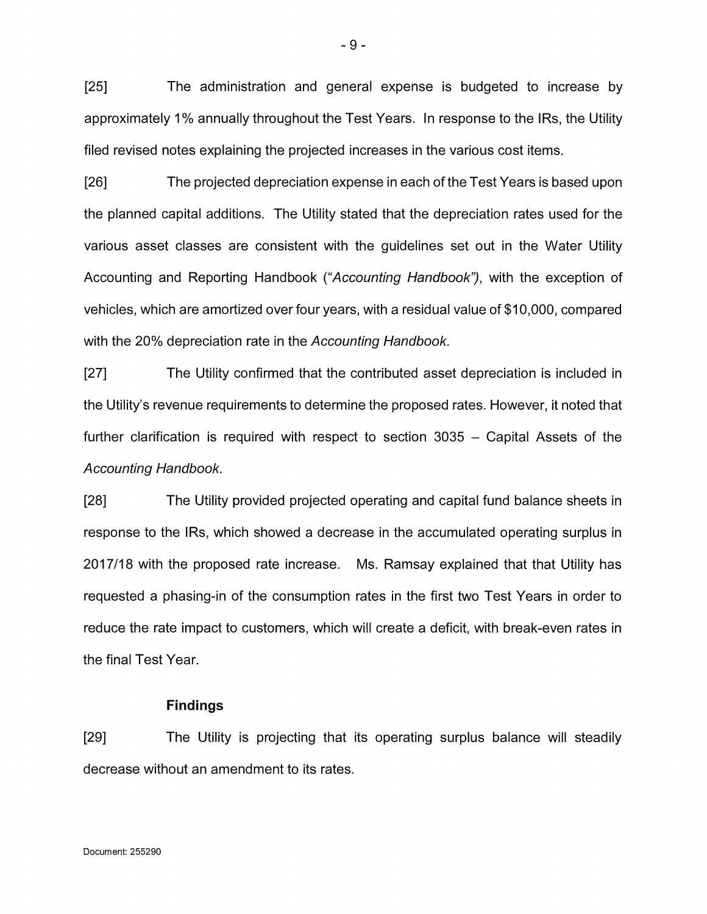[25] The administration and general expense is budgeted to increase by approximately 1% annually throughout the Test Years. In response to the IRs, the Utility filed revised notes explaining the projected increases in the various cost items.

[26] The projected depreciation expense in each of the Test Years is based upon the planned capital additions. The Utility stated that the depreciation rates used for the various asset classes are consistent with the guidelines set out in the Water Utility Accounting and Reporting Handbook ("*Accounting Handbook")*, with the exception of vehicles, which are amortized over four years, with a residual value of $10,000, compared with the 20% depreciation rate in the *Accounting Handbook*.

[27] The Utility confirmed that the contributed asset depreciation is included in the Utility's revenue requirements to determine the proposed rates. However, it noted that further clarification is required with respect to section 3035 – Capital Assets of the *Accounting Handbook*.

[28] The Utility provided projected operating and capital fund balance sheets in response to the IRs, which showed a decrease in the accumulated operating surplus in 2017/18 with the proposed rate increase. Ms. Ramsay explained that that Utility has requested a phasing-in of the consumption rates in the first two Test Years in order to reduce the rate impact to customers, which will create a deficit, with break-even rates in the final Test Year.

### Findings

[29] The Utility is projecting that its operating surplus balance will steadily decrease without an amendment to its rates.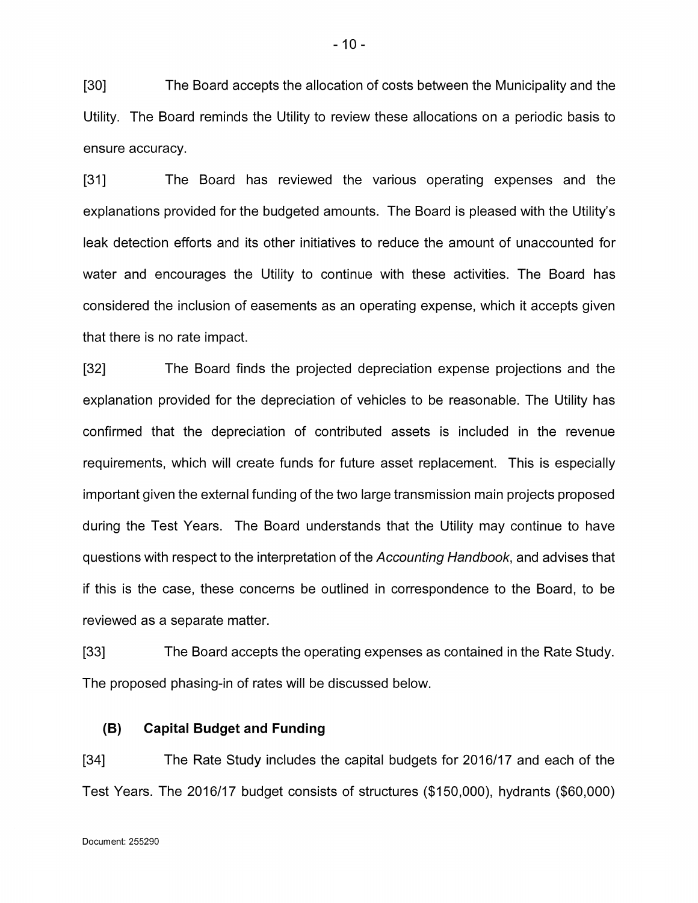[30] The Board accepts the allocation of costs between the Municipality and the Utility. The Board reminds the Utility to review these allocations on a periodic basis to ensure accuracy.

[31] The Board has reviewed the various operating expenses and the explanations provided for the budgeted amounts. The Board is pleased with the Utility's leak detection efforts and its other initiatives to reduce the amount of unaccounted for water and encourages the Utility to continue with these activities. The Board has considered the inclusion of easements as an operating expense, which it accepts given that there is no rate impact.

[32] The Board finds the projected depreciation expense projections and the explanation provided for the depreciation of vehicles to be reasonable. The Utility has confirmed that the depreciation of contributed assets is included in the revenue requirements, which will create funds for future asset replacement. This is especially important given the external funding of the two large transmission main projects proposed during the Test Years. The Board understands that the Utility may continue to have questions with respect to the interpretation of the *Accounting Handbook*, and advises that if this is the case, these concerns be outlined in correspondence to the Board, to be reviewed as a separate matter.

[33] The Board accepts the operating expenses as contained in the Rate Study. The proposed phasing-in of rates will be discussed below.

### (B) Capital Budget and Funding

[34] The Rate Study includes the capital budgets for 2016/17 and each of the Test Years. The 2016/17 budget consists of structures ($150,000), hydrants ($60,000)

Document: 255290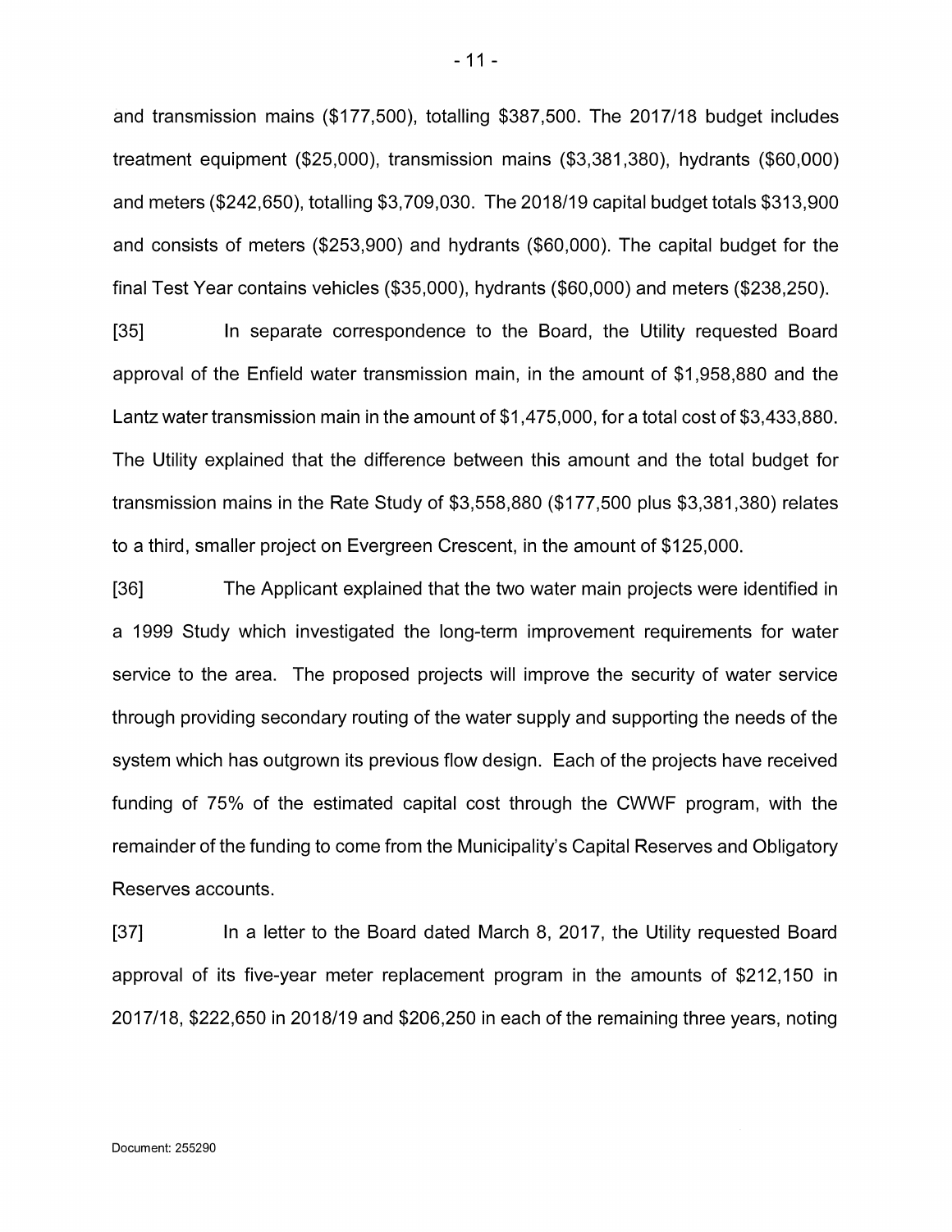and transmission mains ($177,500), totalling $387,500. The 2017/18 budget includes treatment equipment ($25,000), transmission mains ($3,381,380), hydrants ($60,000) and meters ($242,650), totalling $3,709,030. The 2018/19 capital budget totals $313,900 and consists of meters ($253,900) and hydrants ($60,000). The capital budget for the final Test Year contains vehicles ($35,000), hydrants ($60,000) and meters ($238,250).

[35] In separate correspondence to the Board, the Utility requested Board approval of the Enfield water transmission main, in the amount of $1,958,880 and the Lantz water transmission main in the amount of $1,475,000, for a total cost of $3,433,880. The Utility explained that the difference between this amount and the total budget for transmission mains in the Rate Study of $3,558,880 ($177,500 plus $3,381,380) relates to a third, smaller project on Evergreen Crescent, in the amount of $125,000.

[36] The Applicant explained that the two water main projects were identified in a 1999 Study which investigated the long-term improvement requirements for water service to the area. The proposed projects will improve the security of water service through providing secondary routing of the water supply and supporting the needs of the system which has outgrown its previous flow design. Each of the projects have received funding of 75% of the estimated capital cost through the CWWF program, with the remainder of the funding to come from the Municipality's Capital Reserves and Obligatory Reserves accounts.

[37] In a letter to the Board dated March 8, 2017, the Utility requested Board approval of its five-year meter replacement program in the amounts of $212,150 in 2017/18, $222,650 in 2018/19 and $206,250 in each of the remaining three years, noting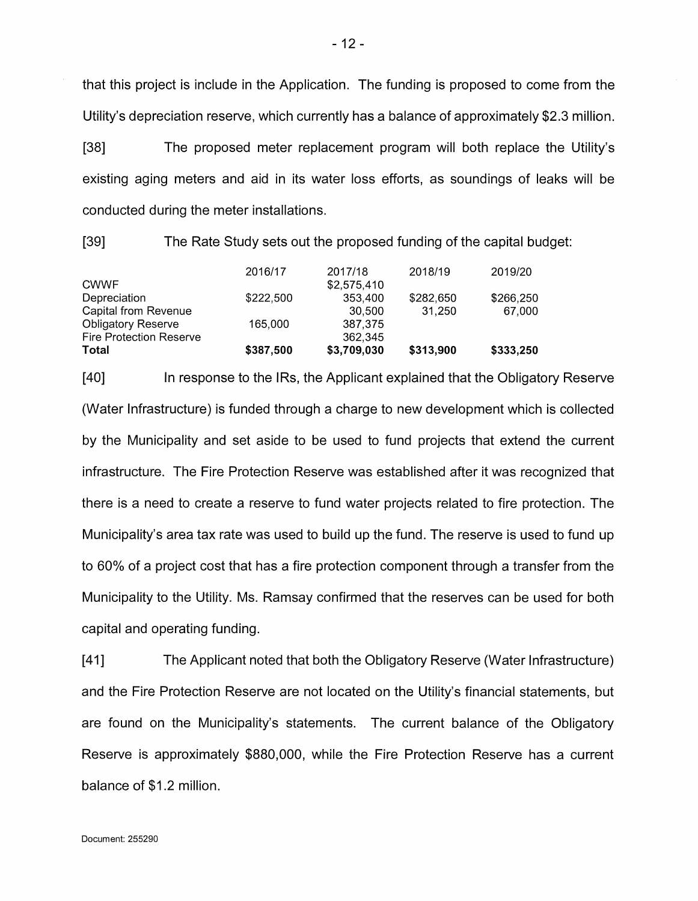that this project is include in the Application. The funding is proposed to come from the Utility's depreciation reserve, which currently has a balance of approximately $2.3 million.

[38] The proposed meter replacement program will both replace the Utility's existing aging meters and aid in its water loss efforts, as soundings of leaks will be conducted during the meter installations.

[39] The Rate Study sets out the proposed funding of the capital budget:

| | 2016/17 | 2017/18 | 2018/19 | 2019/20 |
|---|---|---|---|---|
| CWWF | | $2,575,410 | | |
| Depreciation | $222,500 | 353,400 | $282,650 | $266,250 |
| Capital from Revenue | | 30,500 | 31,250 | 67,000 |
| Obligatory Reserve | 165,000 | 387,375 | | |
| Fire Protection Reserve | | 362,345 | | |
| **Total** | **$387,500** | **$3,709,030** | **$313,900** | **$333,250** |

[40] In response to the IRs, the Applicant explained that the Obligatory Reserve (Water Infrastructure) is funded through a charge to new development which is collected by the Municipality and set aside to be used to fund projects that extend the current infrastructure. The Fire Protection Reserve was established after it was recognized that there is a need to create a reserve to fund water projects related to fire protection. The Municipality's area tax rate was used to build up the fund. The reserve is used to fund up to 60% of a project cost that has a fire protection component through a transfer from the Municipality to the Utility. Ms. Ramsay confirmed that the reserves can be used for both capital and operating funding.

[41] The Applicant noted that both the Obligatory Reserve (Water Infrastructure) and the Fire Protection Reserve are not located on the Utility's financial statements, but are found on the Municipality's statements. The current balance of the Obligatory Reserve is approximately $880,000, while the Fire Protection Reserve has a current balance of $1.2 million.

Document: 255290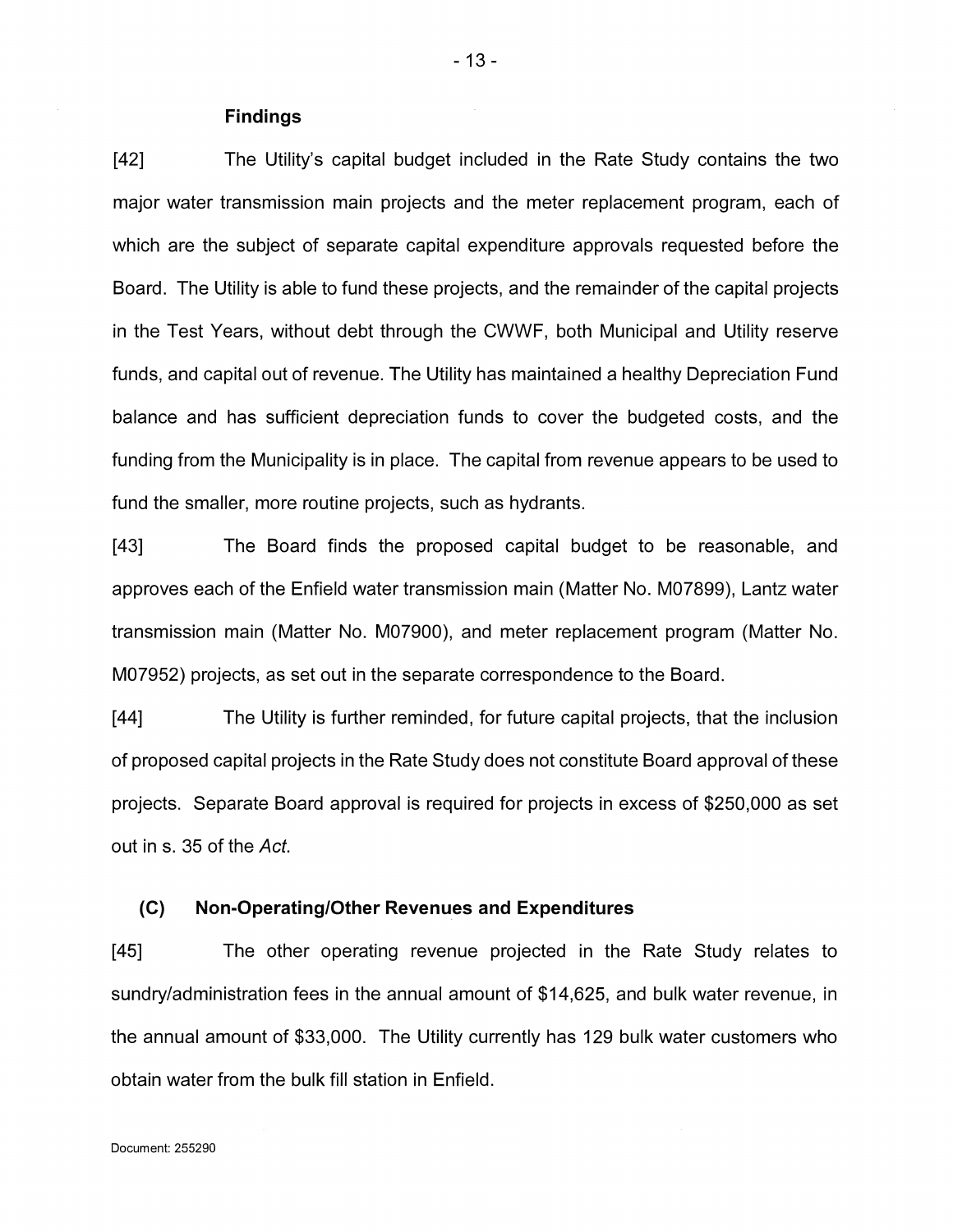### Findings

[42] The Utility's capital budget included in the Rate Study contains the two major water transmission main projects and the meter replacement program, each of which are the subject of separate capital expenditure approvals requested before the Board. The Utility is able to fund these projects, and the remainder of the capital projects in the Test Years, without debt through the CWWF, both Municipal and Utility reserve funds, and capital out of revenue. The Utility has maintained a healthy Depreciation Fund balance and has sufficient depreciation funds to cover the budgeted costs, and the funding from the Municipality is in place. The capital from revenue appears to be used to fund the smaller, more routine projects, such as hydrants.

[43] The Board finds the proposed capital budget to be reasonable, and approves each of the Enfield water transmission main (Matter No. M07899), Lantz water transmission main (Matter No. M07900), and meter replacement program (Matter No. M07952) projects, as set out in the separate correspondence to the Board.

[44] The Utility is further reminded, for future capital projects, that the inclusion of proposed capital projects in the Rate Study does not constitute Board approval of these projects. Separate Board approval is required for projects in excess of $250,000 as set out in s. 35 of the *Act*.

### (C) Non-Operating/Other Revenues and Expenditures

[45] The other operating revenue projected in the Rate Study relates to sundry/administration fees in the annual amount of $14,625, and bulk water revenue, in the annual amount of $33,000. The Utility currently has 129 bulk water customers who obtain water from the bulk fill station in Enfield.

Document: 255290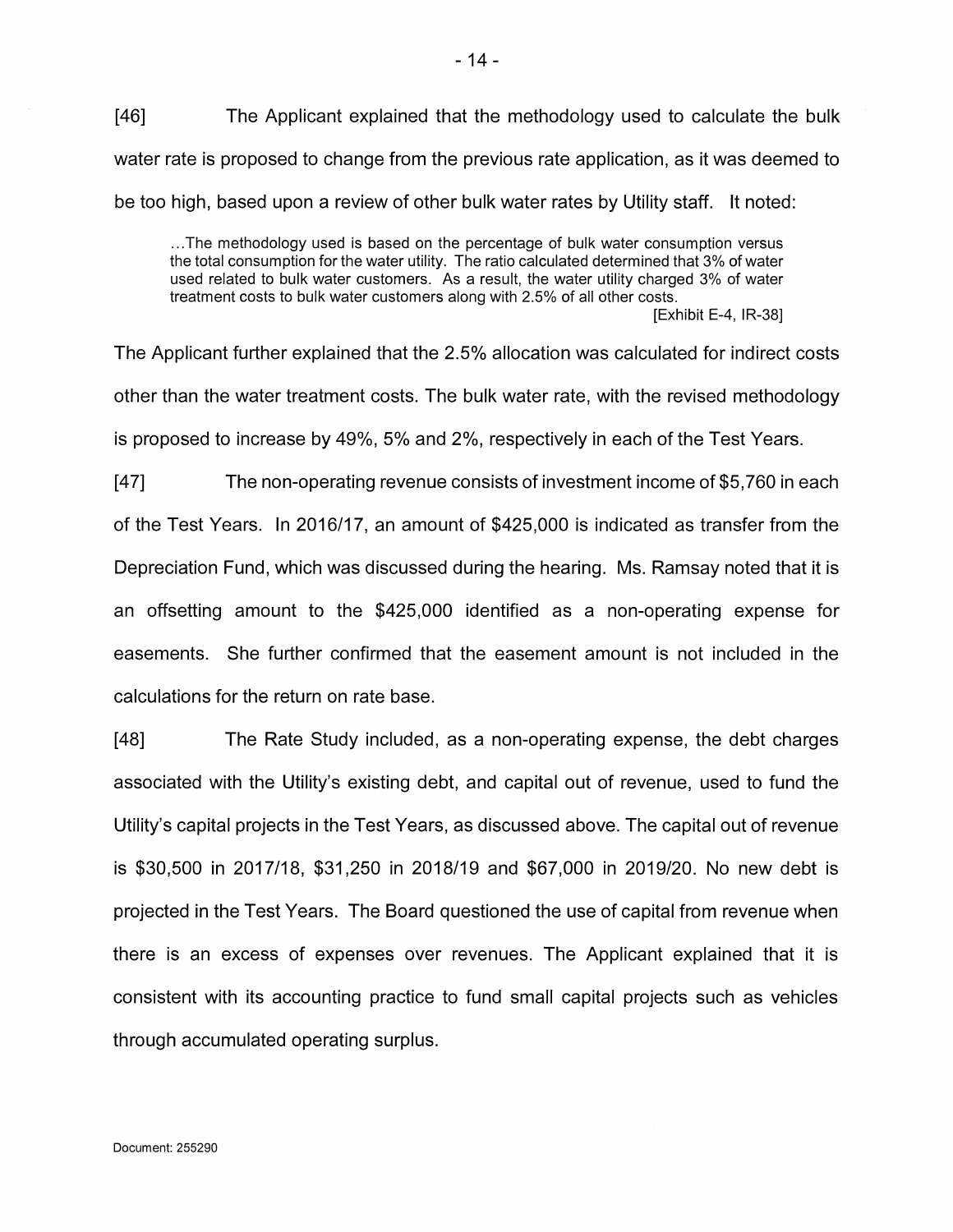[46] The Applicant explained that the methodology used to calculate the bulk water rate is proposed to change from the previous rate application, as it was deemed to be too high, based upon a review of other bulk water rates by Utility staff. It noted:

> ...The methodology used is based on the percentage of bulk water consumption versus the total consumption for the water utility. The ratio calculated determined that 3% of water used related to bulk water customers. As a result, the water utility charged 3% of water treatment costs to bulk water customers along with 2.5% of all other costs.
>
> [Exhibit E-4, IR-38]

The Applicant further explained that the 2.5% allocation was calculated for indirect costs other than the water treatment costs. The bulk water rate, with the revised methodology is proposed to increase by 49%, 5% and 2%, respectively in each of the Test Years.

[47] The non-operating revenue consists of investment income of $5,760 in each of the Test Years. In 2016/17, an amount of $425,000 is indicated as transfer from the Depreciation Fund, which was discussed during the hearing. Ms. Ramsay noted that it is an offsetting amount to the $425,000 identified as a non-operating expense for easements. She further confirmed that the easement amount is not included in the calculations for the return on rate base.

[48] The Rate Study included, as a non-operating expense, the debt charges associated with the Utility's existing debt, and capital out of revenue, used to fund the Utility's capital projects in the Test Years, as discussed above. The capital out of revenue is $30,500 in 2017/18, $31,250 in 2018/19 and $67,000 in 2019/20. No new debt is projected in the Test Years. The Board questioned the use of capital from revenue when there is an excess of expenses over revenues. The Applicant explained that it is consistent with its accounting practice to fund small capital projects such as vehicles through accumulated operating surplus.

Document: 255290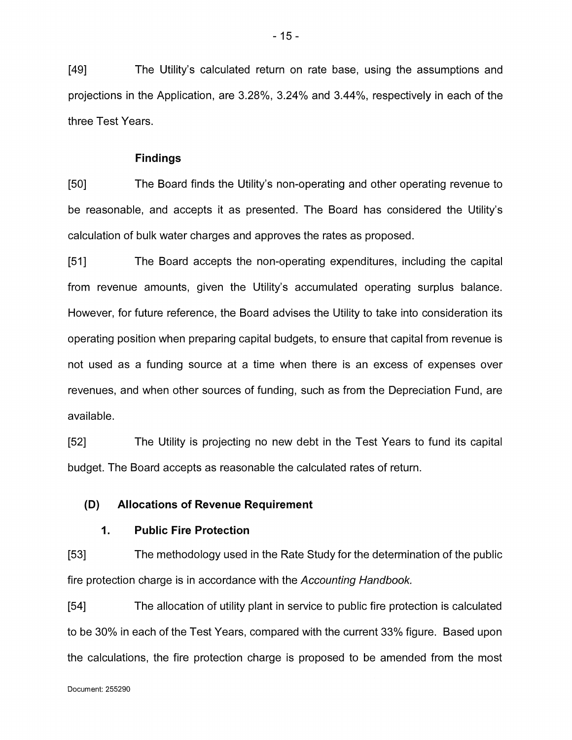[49] The Utility's calculated return on rate base, using the assumptions and projections in the Application, are 3.28%, 3.24% and 3.44%, respectively in each of the three Test Years.

**Findings**

[50] The Board finds the Utility's non-operating and other operating revenue to be reasonable, and accepts it as presented. The Board has considered the Utility's calculation of bulk water charges and approves the rates as proposed.

[51] The Board accepts the non-operating expenditures, including the capital from revenue amounts, given the Utility's accumulated operating surplus balance. However, for future reference, the Board advises the Utility to take into consideration its operating position when preparing capital budgets, to ensure that capital from revenue is not used as a funding source at a time when there is an excess of expenses over revenues, and when other sources of funding, such as from the Depreciation Fund, are available.

[52] The Utility is projecting no new debt in the Test Years to fund its capital budget. The Board accepts as reasonable the calculated rates of return.

## (D) Allocations of Revenue Requirement

### 1. Public Fire Protection

[53] The methodology used in the Rate Study for the determination of the public fire protection charge is in accordance with the *Accounting Handbook.*

[54] The allocation of utility plant in service to public fire protection is calculated to be 30% in each of the Test Years, compared with the current 33% figure. Based upon the calculations, the fire protection charge is proposed to be amended from the most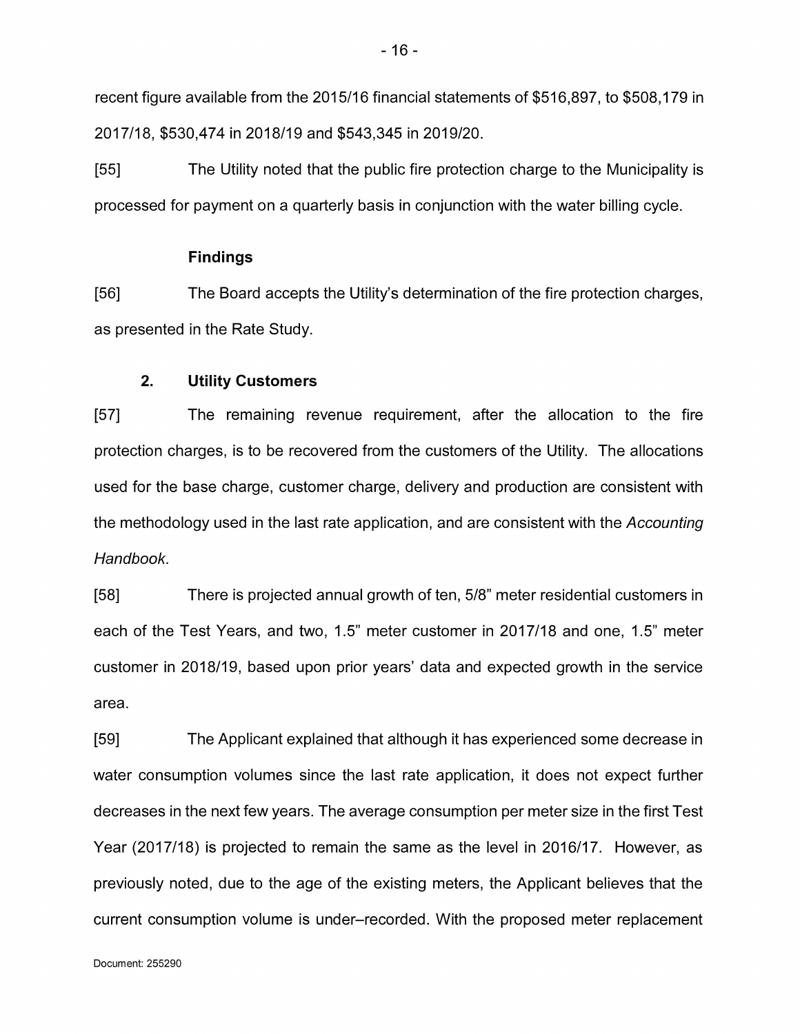recent figure available from the 2015/16 financial statements of $516,897, to $508,179 in 2017/18, $530,474 in 2018/19 and $543,345 in 2019/20.

[55] The Utility noted that the public fire protection charge to the Municipality is processed for payment on a quarterly basis in conjunction with the water billing cycle.

#### Findings

[56] The Board accepts the Utility's determination of the fire protection charges, as presented in the Rate Study.

### 2. Utility Customers

[57] The remaining revenue requirement, after the allocation to the fire protection charges, is to be recovered from the customers of the Utility. The allocations used for the base charge, customer charge, delivery and production are consistent with the methodology used in the last rate application, and are consistent with the *Accounting Handbook*.

[58] There is projected annual growth of ten, 5/8" meter residential customers in each of the Test Years, and two, 1.5" meter customer in 2017/18 and one, 1.5" meter customer in 2018/19, based upon prior years' data and expected growth in the service area.

[59] The Applicant explained that although it has experienced some decrease in water consumption volumes since the last rate application, it does not expect further decreases in the next few years. The average consumption per meter size in the first Test Year (2017/18) is projected to remain the same as the level in 2016/17. However, as previously noted, due to the age of the existing meters, the Applicant believes that the current consumption volume is under–recorded. With the proposed meter replacement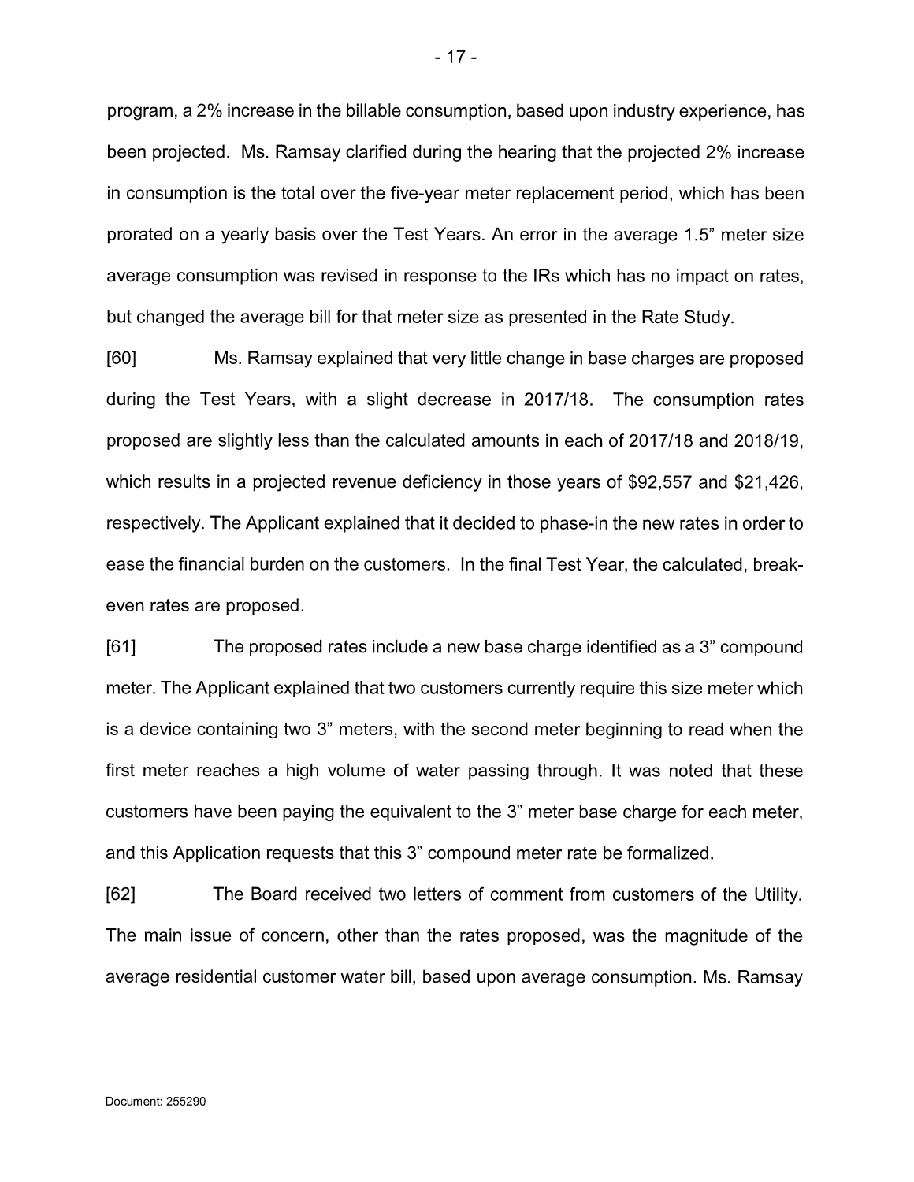program, a 2% increase in the billable consumption, based upon industry experience, has been projected. Ms. Ramsay clarified during the hearing that the projected 2% increase in consumption is the total over the five-year meter replacement period, which has been prorated on a yearly basis over the Test Years. An error in the average 1.5" meter size average consumption was revised in response to the IRs which has no impact on rates, but changed the average bill for that meter size as presented in the Rate Study.

[60] Ms. Ramsay explained that very little change in base charges are proposed during the Test Years, with a slight decrease in 2017/18. The consumption rates proposed are slightly less than the calculated amounts in each of 2017/18 and 2018/19, which results in a projected revenue deficiency in those years of $92,557 and $21,426, respectively. The Applicant explained that it decided to phase-in the new rates in order to ease the financial burden on the customers. In the final Test Year, the calculated, break-even rates are proposed.

[61] The proposed rates include a new base charge identified as a 3" compound meter. The Applicant explained that two customers currently require this size meter which is a device containing two 3" meters, with the second meter beginning to read when the first meter reaches a high volume of water passing through. It was noted that these customers have been paying the equivalent to the 3" meter base charge for each meter, and this Application requests that this 3" compound meter rate be formalized.

[62] The Board received two letters of comment from customers of the Utility. The main issue of concern, other than the rates proposed, was the magnitude of the average residential customer water bill, based upon average consumption. Ms. Ramsay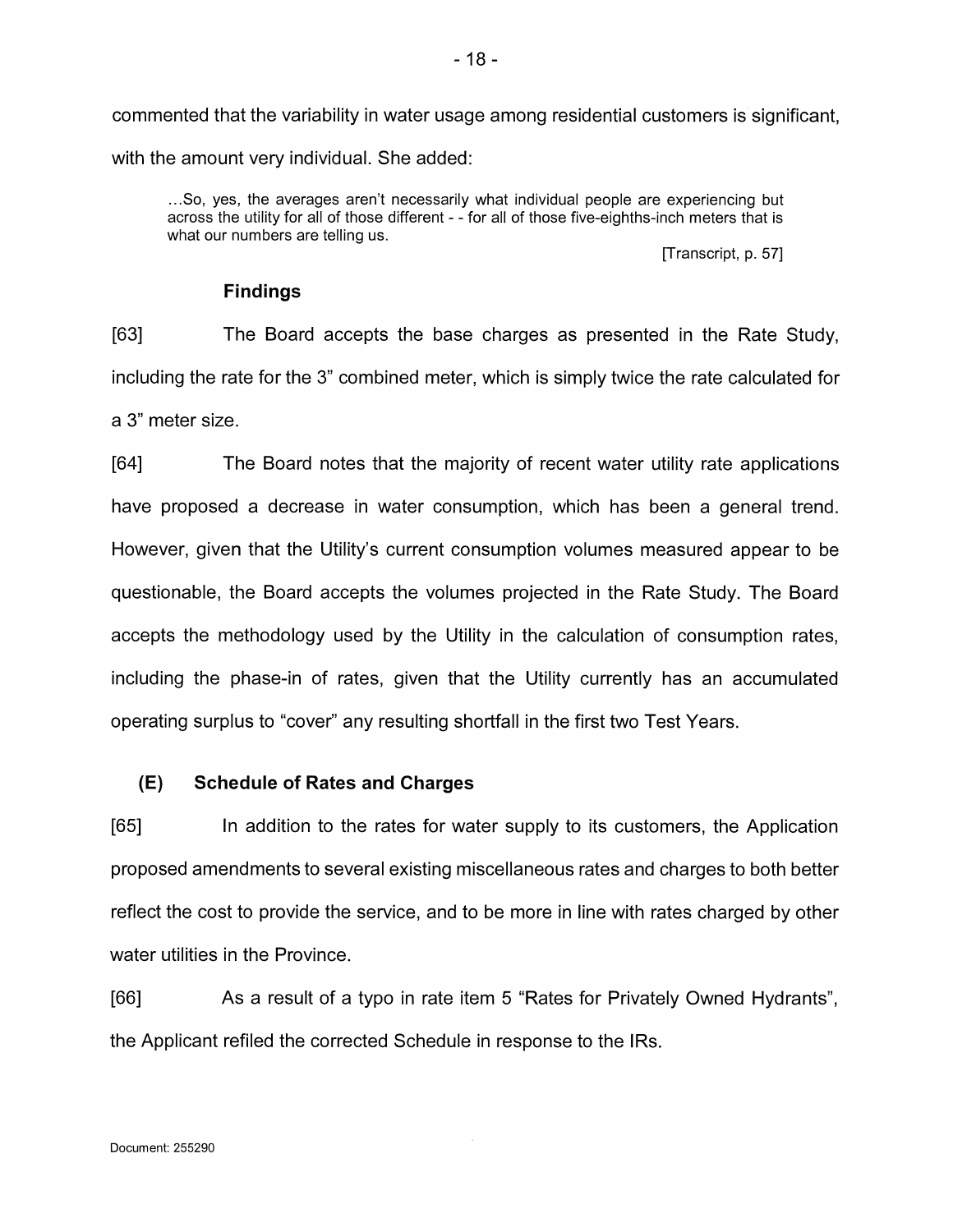commented that the variability in water usage among residential customers is significant, with the amount very individual. She added:

> …So, yes, the averages aren't necessarily what individual people are experiencing but across the utility for all of those different - - for all of those five-eighths-inch meters that is what our numbers are telling us.
>
> [Transcript, p. 57]

### Findings

[63] The Board accepts the base charges as presented in the Rate Study, including the rate for the 3" combined meter, which is simply twice the rate calculated for a 3" meter size.

[64] The Board notes that the majority of recent water utility rate applications have proposed a decrease in water consumption, which has been a general trend. However, given that the Utility's current consumption volumes measured appear to be questionable, the Board accepts the volumes projected in the Rate Study. The Board accepts the methodology used by the Utility in the calculation of consumption rates, including the phase-in of rates, given that the Utility currently has an accumulated operating surplus to "cover" any resulting shortfall in the first two Test Years.

## (E) Schedule of Rates and Charges

[65] In addition to the rates for water supply to its customers, the Application proposed amendments to several existing miscellaneous rates and charges to both better reflect the cost to provide the service, and to be more in line with rates charged by other water utilities in the Province.

[66] As a result of a typo in rate item 5 "Rates for Privately Owned Hydrants", the Applicant refiled the corrected Schedule in response to the IRs.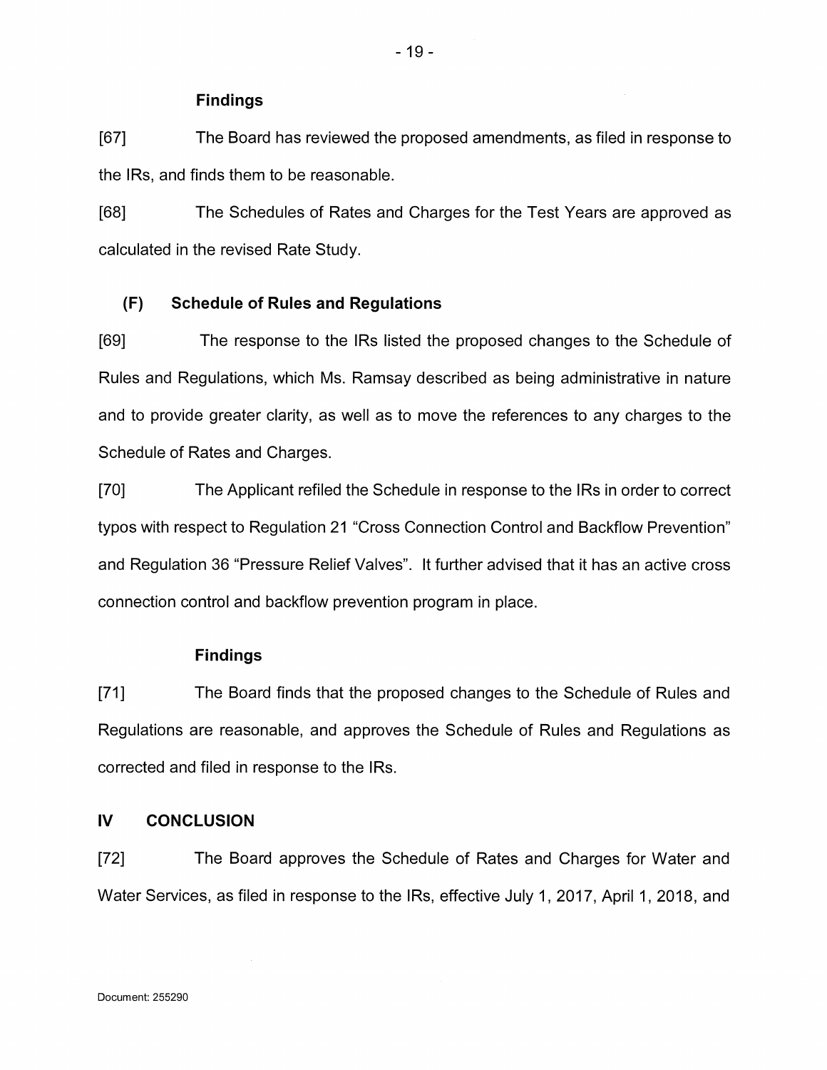**Findings**

[67] The Board has reviewed the proposed amendments, as filed in response to the IRs, and finds them to be reasonable.

[68] The Schedules of Rates and Charges for the Test Years are approved as calculated in the revised Rate Study.

### (F) Schedule of Rules and Regulations

[69] The response to the IRs listed the proposed changes to the Schedule of Rules and Regulations, which Ms. Ramsay described as being administrative in nature and to provide greater clarity, as well as to move the references to any charges to the Schedule of Rates and Charges.

[70] The Applicant refiled the Schedule in response to the IRs in order to correct typos with respect to Regulation 21 "Cross Connection Control and Backflow Prevention" and Regulation 36 "Pressure Relief Valves". It further advised that it has an active cross connection control and backflow prevention program in place.

**Findings**

[71] The Board finds that the proposed changes to the Schedule of Rules and Regulations are reasonable, and approves the Schedule of Rules and Regulations as corrected and filed in response to the IRs.

## IV CONCLUSION

[72] The Board approves the Schedule of Rates and Charges for Water and Water Services, as filed in response to the IRs, effective July 1, 2017, April 1, 2018, and

Document: 255290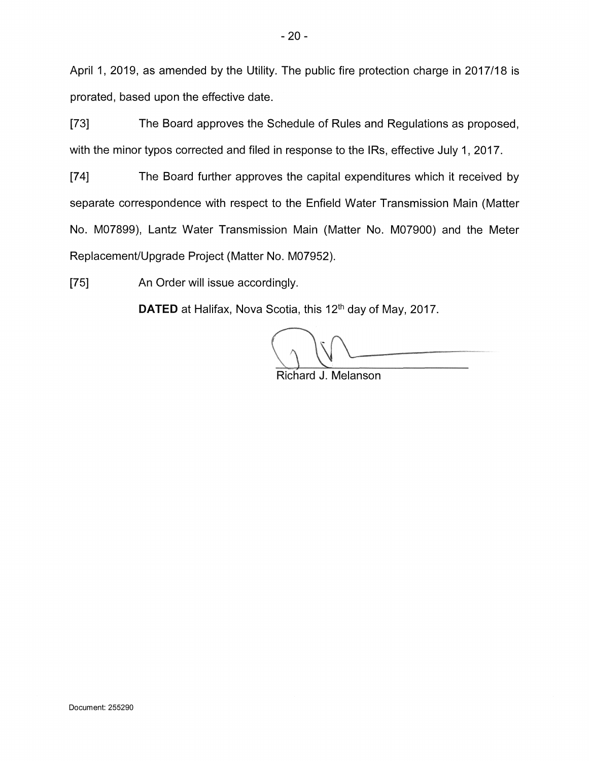April 1, 2019, as amended by the Utility. The public fire protection charge in 2017/18 is prorated, based upon the effective date.

[73] The Board approves the Schedule of Rules and Regulations as proposed, with the minor typos corrected and filed in response to the IRs, effective July 1, 2017.

[74] The Board further approves the capital expenditures which it received by separate correspondence with respect to the Enfield Water Transmission Main (Matter No. M07899), Lantz Water Transmission Main (Matter No. M07900) and the Meter Replacement/Upgrade Project (Matter No. M07952).

[75] An Order will issue accordingly.

**DATED** at Halifax, Nova Scotia, this 12th day of May, 2017.

Richard J. Melanson

Document: 255290